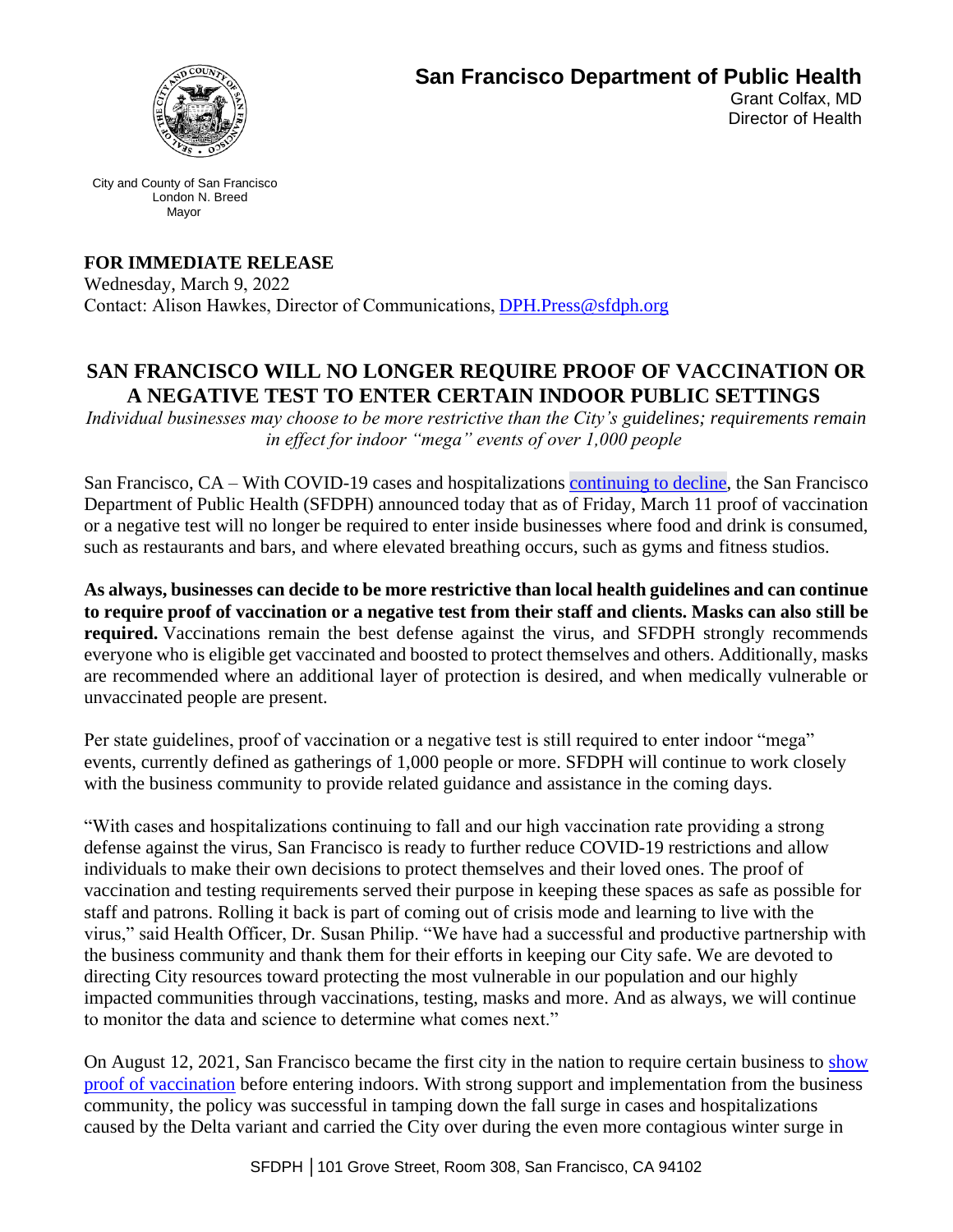**San Francisco Department of Public Health**
Grant Colfax, MD
Director of Health

City and County of San Francisco
London N. Breed
Mayor

**FOR IMMEDIATE RELEASE**
Wednesday, March 9, 2022
Contact: Alison Hawkes, Director of Communications, DPH.Press@sfdph.org

# SAN FRANCISCO WILL NO LONGER REQUIRE PROOF OF VACCINATION OR A NEGATIVE TEST TO ENTER CERTAIN INDOOR PUBLIC SETTINGS

*Individual businesses may choose to be more restrictive than the City's guidelines; requirements remain in effect for indoor "mega" events of over 1,000 people*

San Francisco, CA – With COVID-19 cases and hospitalizations continuing to decline, the San Francisco Department of Public Health (SFDPH) announced today that as of Friday, March 11 proof of vaccination or a negative test will no longer be required to enter inside businesses where food and drink is consumed, such as restaurants and bars, and where elevated breathing occurs, such as gyms and fitness studios.

**As always, businesses can decide to be more restrictive than local health guidelines and can continue to require proof of vaccination or a negative test from their staff and clients. Masks can also still be required.** Vaccinations remain the best defense against the virus, and SFDPH strongly recommends everyone who is eligible get vaccinated and boosted to protect themselves and others. Additionally, masks are recommended where an additional layer of protection is desired, and when medically vulnerable or unvaccinated people are present.

Per state guidelines, proof of vaccination or a negative test is still required to enter indoor "mega" events, currently defined as gatherings of 1,000 people or more. SFDPH will continue to work closely with the business community to provide related guidance and assistance in the coming days.

"With cases and hospitalizations continuing to fall and our high vaccination rate providing a strong defense against the virus, San Francisco is ready to further reduce COVID-19 restrictions and allow individuals to make their own decisions to protect themselves and their loved ones. The proof of vaccination and testing requirements served their purpose in keeping these spaces as safe as possible for staff and patrons. Rolling it back is part of coming out of crisis mode and learning to live with the virus," said Health Officer, Dr. Susan Philip. "We have had a successful and productive partnership with the business community and thank them for their efforts in keeping our City safe. We are devoted to directing City resources toward protecting the most vulnerable in our population and our highly impacted communities through vaccinations, testing, masks and more. And as always, we will continue to monitor the data and science to determine what comes next."

On August 12, 2021, San Francisco became the first city in the nation to require certain business to show proof of vaccination before entering indoors. With strong support and implementation from the business community, the policy was successful in tamping down the fall surge in cases and hospitalizations caused by the Delta variant and carried the City over during the even more contagious winter surge in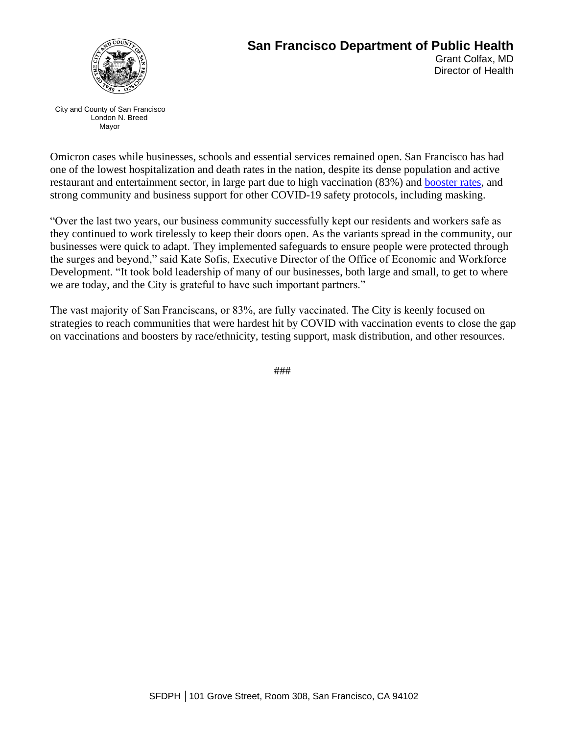Omicron cases while businesses, schools and essential services remained open. San Francisco has had one of the lowest hospitalization and death rates in the nation, despite its dense population and active restaurant and entertainment sector, in large part due to high vaccination (83%) and booster rates, and strong community and business support for other COVID-19 safety protocols, including masking.

"Over the last two years, our business community successfully kept our residents and workers safe as they continued to work tirelessly to keep their doors open. As the variants spread in the community, our businesses were quick to adapt. They implemented safeguards to ensure people were protected through the surges and beyond," said Kate Sofis, Executive Director of the Office of Economic and Workforce Development. "It took bold leadership of many of our businesses, both large and small, to get to where we are today, and the City is grateful to have such important partners."

The vast majority of San Franciscans, or 83%, are fully vaccinated. The City is keenly focused on strategies to reach communities that were hardest hit by COVID with vaccination events to close the gap on vaccinations and boosters by race/ethnicity, testing support, mask distribution, and other resources.

###